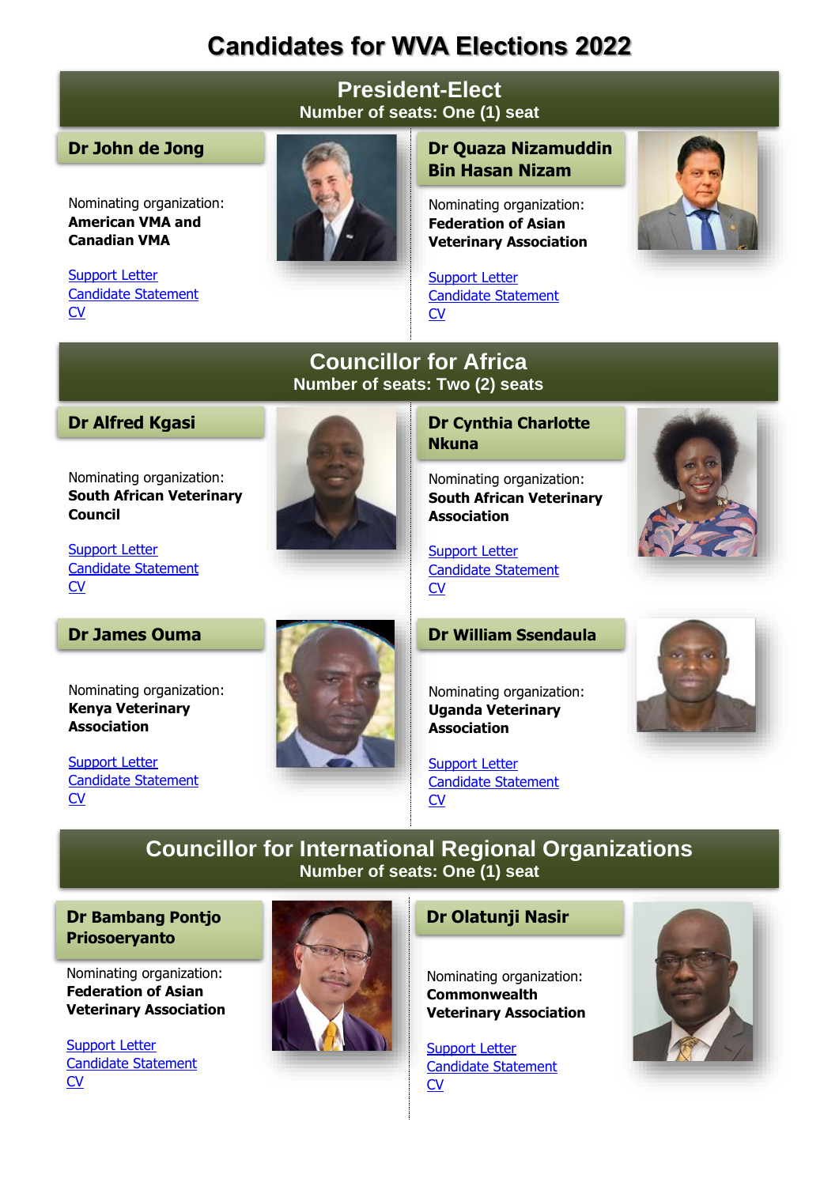# Candidates for WVA Elections 2022

## President-Elect

**Number of seats: One (1) seat**

### Dr John de Jong

Nominating organization:
**American VMA and Canadian VMA**

Support Letter
Candidate Statement
CV

### Dr Quaza Nizamuddin Bin Hasan Nizam

Nominating organization:
**Federation of Asian Veterinary Association**

Support Letter
Candidate Statement
CV

## Councillor for Africa

**Number of seats: Two (2) seats**

### Dr Alfred Kgasi

Nominating organization:
**South African Veterinary Council**

Support Letter
Candidate Statement
CV

### Dr Cynthia Charlotte Nkuna

Nominating organization:
**South African Veterinary Association**

Support Letter
Candidate Statement
CV

### Dr James Ouma

Nominating organization:
**Kenya Veterinary Association**

Support Letter
Candidate Statement
CV

### Dr William Ssendaula

Nominating organization:
**Uganda Veterinary Association**

Support Letter
Candidate Statement
CV

## Councillor for International Regional Organizations

**Number of seats: One (1) seat**

### Dr Bambang Pontjo Priosoeryanto

Nominating organization:
**Federation of Asian Veterinary Association**

Support Letter
Candidate Statement
CV

### Dr Olatunji Nasir

Nominating organization:
**Commonwealth Veterinary Association**

Support Letter
Candidate Statement
CV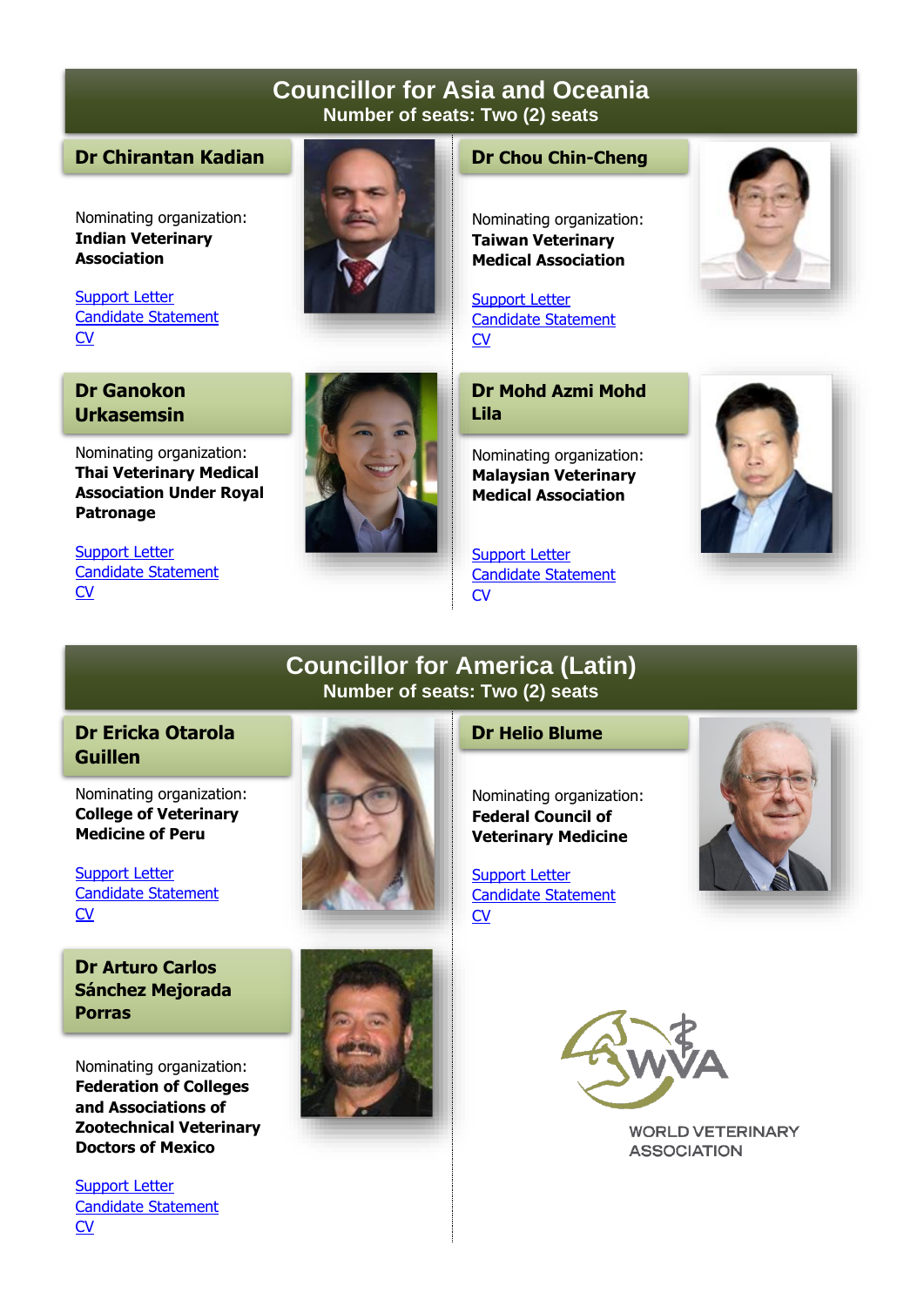## Councillor for Asia and Oceania

**Number of seats: Two (2) seats**

### Dr Chirantan Kadian

Nominating organization:
**Indian Veterinary Association**

Support Letter
Candidate Statement
CV

### Dr Chou Chin-Cheng

Nominating organization:
**Taiwan Veterinary Medical Association**

Support Letter
Candidate Statement
CV

### Dr Ganokon Urkasemsin

Nominating organization:
**Thai Veterinary Medical Association Under Royal Patronage**

Support Letter
Candidate Statement
CV

### Dr Mohd Azmi Mohd Lila

Nominating organization:
**Malaysian Veterinary Medical Association**

Support Letter
Candidate Statement
CV

## Councillor for America (Latin)

**Number of seats: Two (2) seats**

### Dr Ericka Otarola Guillen

Nominating organization:
**College of Veterinary Medicine of Peru**

Support Letter
Candidate Statement
CV

### Dr Helio Blume

Nominating organization:
**Federal Council of Veterinary Medicine**

Support Letter
Candidate Statement
CV

### Dr Arturo Carlos Sánchez Mejorada Porras

Nominating organization:
**Federation of Colleges and Associations of Zootechnical Veterinary Doctors of Mexico**

Support Letter
Candidate Statement
CV

WVA
WORLD VETERINARY ASSOCIATION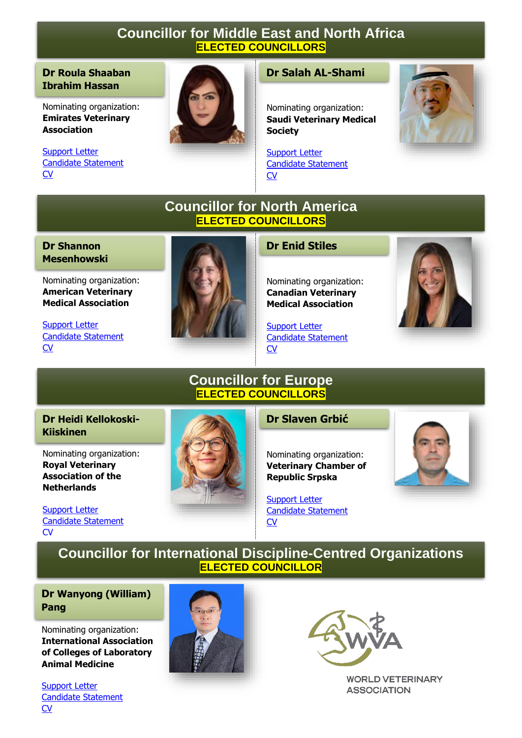## Councillor for Middle East and North Africa

**ELECTED COUNCILLORS**

### Dr Roula Shaaban Ibrahim Hassan

Nominating organization:
**Emirates Veterinary Association**

Support Letter
Candidate Statement
CV

### Dr Salah AL-Shami

Nominating organization:
**Saudi Veterinary Medical Society**

Support Letter
Candidate Statement
CV

## Councillor for North America

**ELECTED COUNCILLORS**

### Dr Shannon Mesenhowski

Nominating organization:
**American Veterinary Medical Association**

Support Letter
Candidate Statement
CV

### Dr Enid Stiles

Nominating organization:
**Canadian Veterinary Medical Association**

Support Letter
Candidate Statement
CV

## Councillor for Europe

**ELECTED COUNCILLORS**

### Dr Heidi Kellokoski-Kiiskinen

Nominating organization:
**Royal Veterinary Association of the Netherlands**

Support Letter
Candidate Statement
CV

### Dr Slaven Grbić

Nominating organization:
**Veterinary Chamber of Republic Srpska**

Support Letter
Candidate Statement
CV

## Councillor for International Discipline-Centred Organizations

**ELECTED COUNCILLOR**

### Dr Wanyong (William) Pang

Nominating organization:
**International Association of Colleges of Laboratory Animal Medicine**

Support Letter
Candidate Statement
CV

WVA
WORLD VETERINARY ASSOCIATION